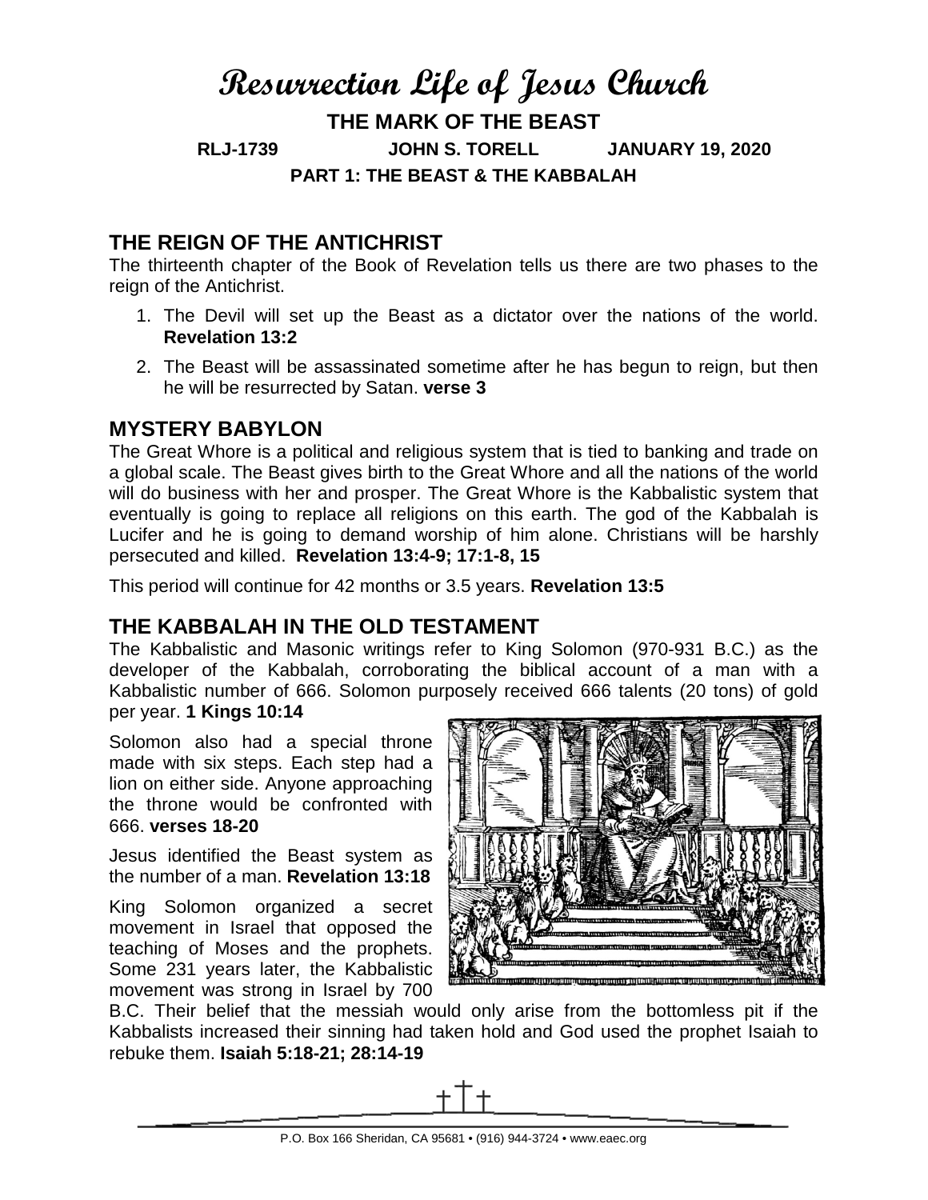# Resurrection Life of Jesus Church

## THE MARK OF THE BEAST

**RLJ-1739 JOHN S. TORELL JANUARY 19, 2020**

**PART 1: THE BEAST & THE KABBALAH**

## THE REIGN OF THE ANTICHRIST

The thirteenth chapter of the Book of Revelation tells us there are two phases to the reign of the Antichrist.

1. The Devil will set up the Beast as a dictator over the nations of the world. **Revelation 13:2**
2. The Beast will be assassinated sometime after he has begun to reign, but then he will be resurrected by Satan. **verse 3**

## MYSTERY BABYLON

The Great Whore is a political and religious system that is tied to banking and trade on a global scale. The Beast gives birth to the Great Whore and all the nations of the world will do business with her and prosper. The Great Whore is the Kabbalistic system that eventually is going to replace all religions on this earth. The god of the Kabbalah is Lucifer and he is going to demand worship of him alone. Christians will be harshly persecuted and killed. **Revelation 13:4-9; 17:1-8, 15**

This period will continue for 42 months or 3.5 years. **Revelation 13:5**

## THE KABBALAH IN THE OLD TESTAMENT

The Kabbalistic and Masonic writings refer to King Solomon (970-931 B.C.) as the developer of the Kabbalah, corroborating the biblical account of a man with a Kabbalistic number of 666. Solomon purposely received 666 talents (20 tons) of gold per year. **1 Kings 10:14**

Solomon also had a special throne made with six steps. Each step had a lion on either side. Anyone approaching the throne would be confronted with 666. **verses 18-20**

Jesus identified the Beast system as the number of a man. **Revelation 13:18**

King Solomon organized a secret movement in Israel that opposed the teaching of Moses and the prophets. Some 231 years later, the Kabbalistic movement was strong in Israel by 700 B.C. Their belief that the messiah would only arise from the bottomless pit if the Kabbalists increased their sinning had taken hold and God used the prophet Isaiah to rebuke them. **Isaiah 5:18-21; 28:14-19**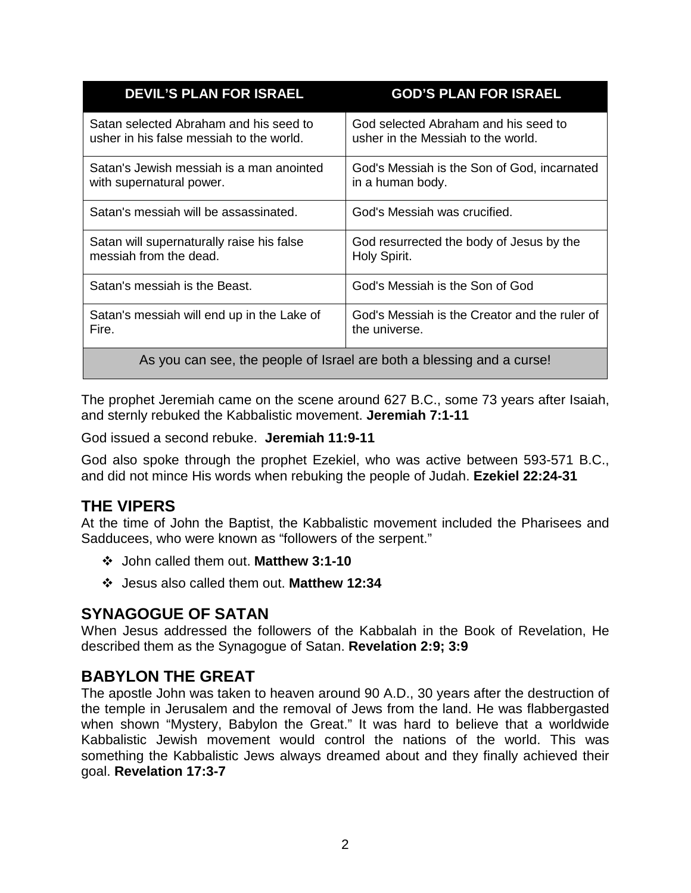| DEVIL'S PLAN FOR ISRAEL | GOD'S PLAN FOR ISRAEL |
| --- | --- |
| Satan selected Abraham and his seed to usher in his false messiah to the world. | God selected Abraham and his seed to usher in the Messiah to the world. |
| Satan's Jewish messiah is a man anointed with supernatural power. | God's Messiah is the Son of God, incarnated in a human body. |
| Satan's messiah will be assassinated. | God's Messiah was crucified. |
| Satan will supernaturally raise his false messiah from the dead. | God resurrected the body of Jesus by the Holy Spirit. |
| Satan's messiah is the Beast. | God's Messiah is the Son of God |
| Satan's messiah will end up in the Lake of Fire. | God's Messiah is the Creator and the ruler of the universe. |
| As you can see, the people of Israel are both a blessing and a curse! | |

The prophet Jeremiah came on the scene around 627 B.C., some 73 years after Isaiah, and sternly rebuked the Kabbalistic movement. **Jeremiah 7:1-11**

God issued a second rebuke. **Jeremiah 11:9-11**

God also spoke through the prophet Ezekiel, who was active between 593-571 B.C., and did not mince His words when rebuking the people of Judah. **Ezekiel 22:24-31**

## THE VIPERS

At the time of John the Baptist, the Kabbalistic movement included the Pharisees and Sadducees, who were known as "followers of the serpent."

- John called them out. **Matthew 3:1-10**
- Jesus also called them out. **Matthew 12:34**

## SYNAGOGUE OF SATAN

When Jesus addressed the followers of the Kabbalah in the Book of Revelation, He described them as the Synagogue of Satan. **Revelation 2:9; 3:9**

## BABYLON THE GREAT

The apostle John was taken to heaven around 90 A.D., 30 years after the destruction of the temple in Jerusalem and the removal of Jews from the land. He was flabbergasted when shown "Mystery, Babylon the Great." It was hard to believe that a worldwide Kabbalistic Jewish movement would control the nations of the world. This was something the Kabbalistic Jews always dreamed about and they finally achieved their goal. **Revelation 17:3-7**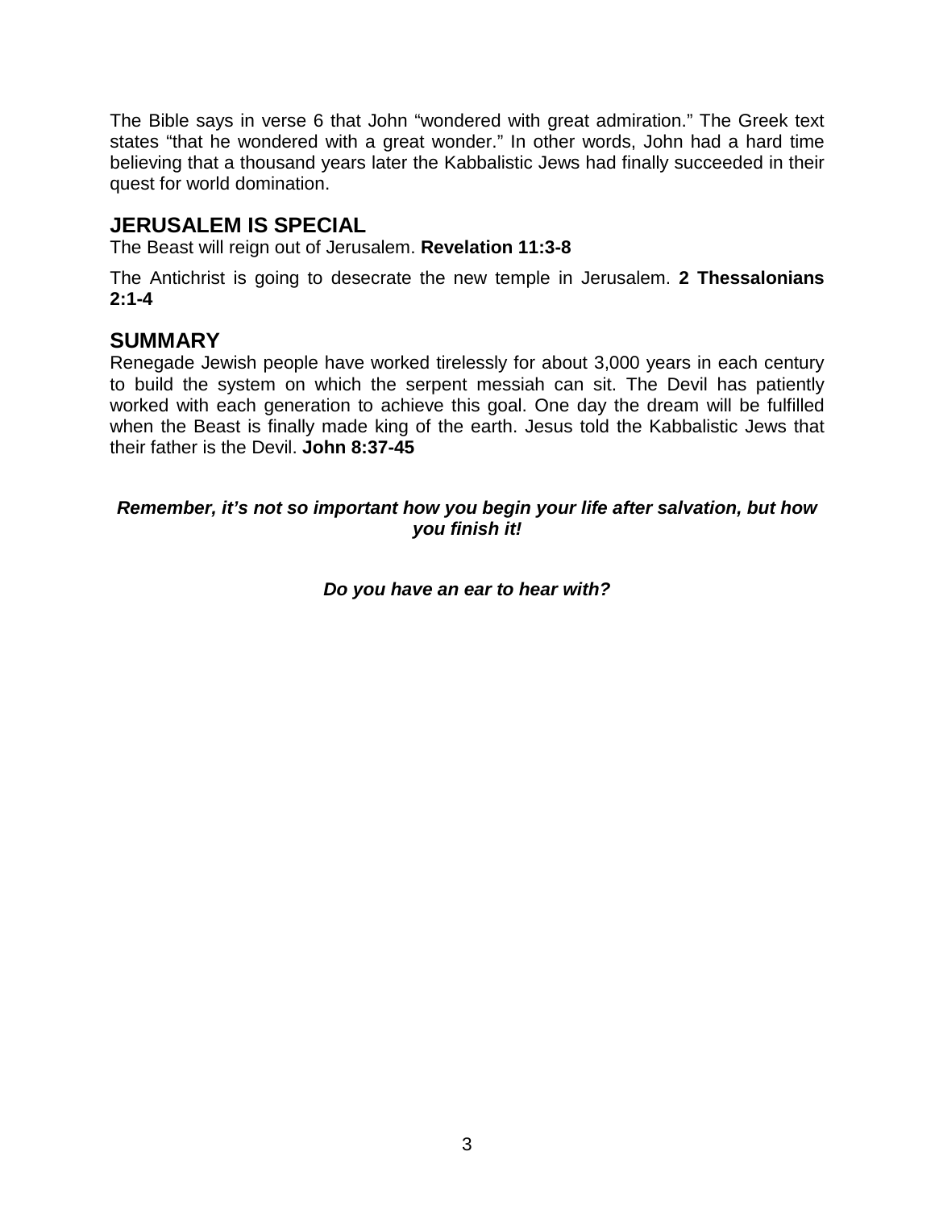The Bible says in verse 6 that John "wondered with great admiration." The Greek text states "that he wondered with a great wonder." In other words, John had a hard time believing that a thousand years later the Kabbalistic Jews had finally succeeded in their quest for world domination.

## JERUSALEM IS SPECIAL

The Beast will reign out of Jerusalem. **Revelation 11:3-8**

The Antichrist is going to desecrate the new temple in Jerusalem. **2 Thessalonians 2:1-4**

## SUMMARY

Renegade Jewish people have worked tirelessly for about 3,000 years in each century to build the system on which the serpent messiah can sit. The Devil has patiently worked with each generation to achieve this goal. One day the dream will be fulfilled when the Beast is finally made king of the earth. Jesus told the Kabbalistic Jews that their father is the Devil. **John 8:37-45**

***Remember, it's not so important how you begin your life after salvation, but how you finish it!***

***Do you have an ear to hear with?***